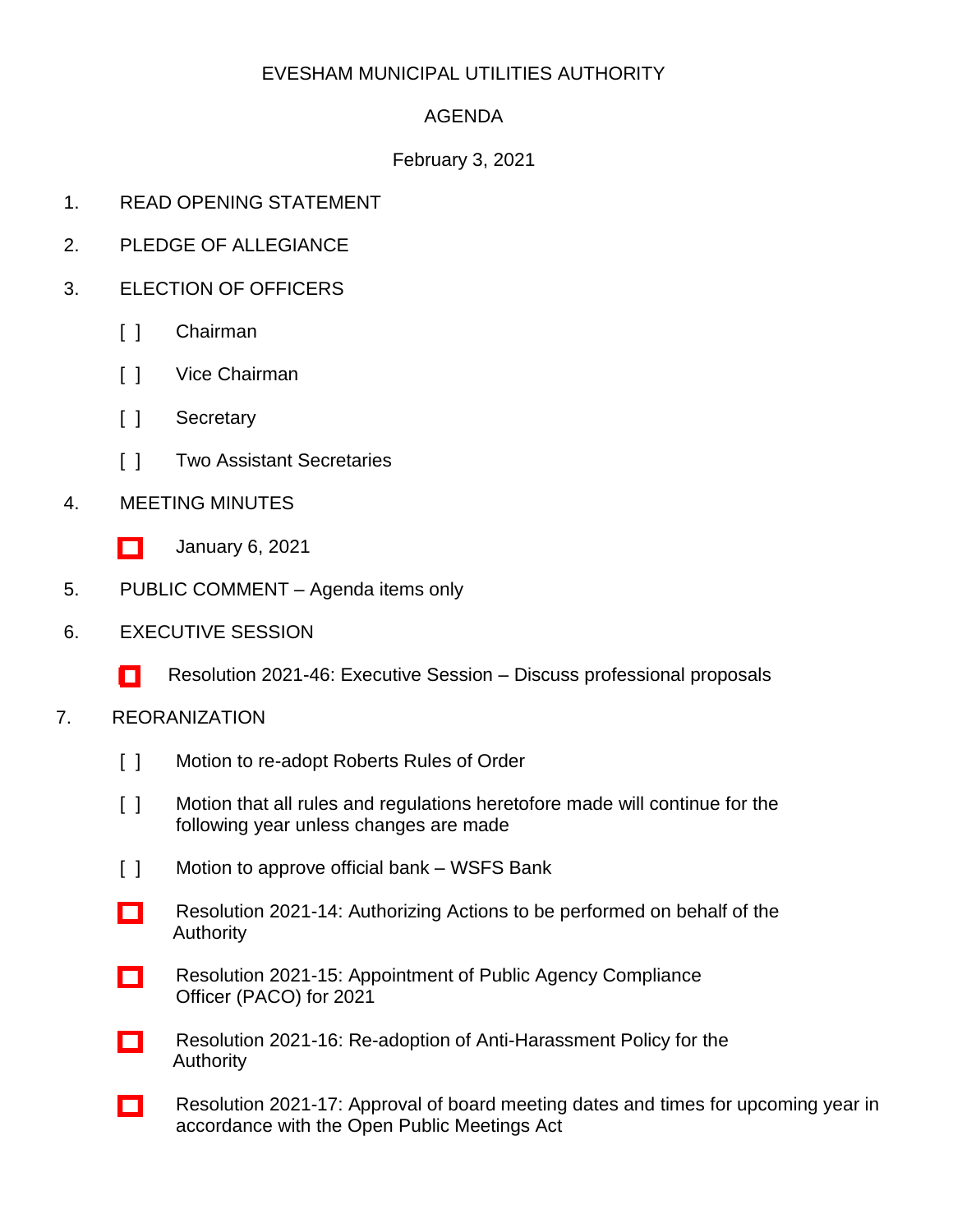EVESHAM MUNICIPAL UTILITIES AUTHORITY

AGENDA

February 3, 2021

1. READ OPENING STATEMENT

2. PLEDGE OF ALLEGIANCE

3. ELECTION OF OFFICERS

   [ ] Chairman

   [ ] Vice Chairman

   [ ] Secretary

   [ ] Two Assistant Secretaries

4. MEETING MINUTES

   ☐ January 6, 2021

5. PUBLIC COMMENT – Agenda items only

6. EXECUTIVE SESSION

   ☐ Resolution 2021-46: Executive Session – Discuss professional proposals

7. REORANIZATION

   [ ] Motion to re-adopt Roberts Rules of Order

   [ ] Motion that all rules and regulations heretofore made will continue for the following year unless changes are made

   [ ] Motion to approve official bank – WSFS Bank

   ☐ Resolution 2021-14: Authorizing Actions to be performed on behalf of the Authority

   ☐ Resolution 2021-15: Appointment of Public Agency Compliance Officer (PACO) for 2021

   ☐ Resolution 2021-16: Re-adoption of Anti-Harassment Policy for the Authority

   ☐ Resolution 2021-17: Approval of board meeting dates and times for upcoming year in accordance with the Open Public Meetings Act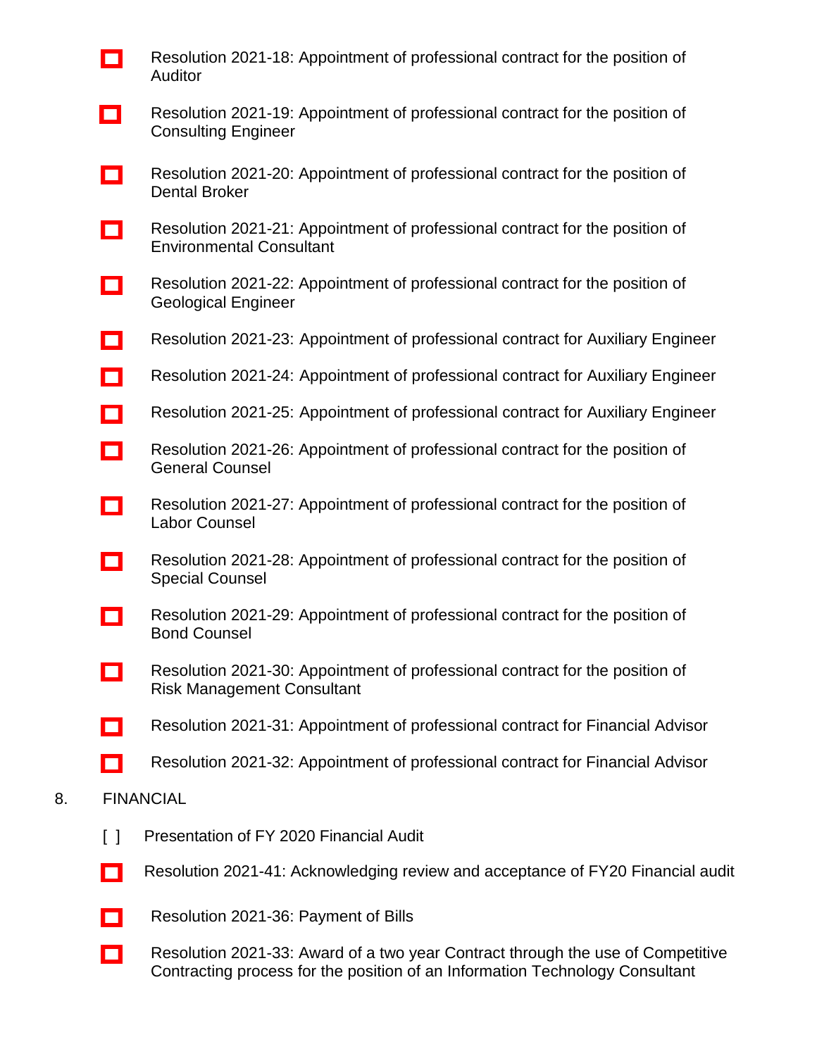- [ ] Resolution 2021-18: Appointment of professional contract for the position of Auditor
- [ ] Resolution 2021-19: Appointment of professional contract for the position of Consulting Engineer
- [ ] Resolution 2021-20: Appointment of professional contract for the position of Dental Broker
- [ ] Resolution 2021-21: Appointment of professional contract for the position of Environmental Consultant
- [ ] Resolution 2021-22: Appointment of professional contract for the position of Geological Engineer
- [ ] Resolution 2021-23: Appointment of professional contract for Auxiliary Engineer
- [ ] Resolution 2021-24: Appointment of professional contract for Auxiliary Engineer
- [ ] Resolution 2021-25: Appointment of professional contract for Auxiliary Engineer
- [ ] Resolution 2021-26: Appointment of professional contract for the position of General Counsel
- [ ] Resolution 2021-27: Appointment of professional contract for the position of Labor Counsel
- [ ] Resolution 2021-28: Appointment of professional contract for the position of Special Counsel
- [ ] Resolution 2021-29: Appointment of professional contract for the position of Bond Counsel
- [ ] Resolution 2021-30: Appointment of professional contract for the position of Risk Management Consultant
- [ ] Resolution 2021-31: Appointment of professional contract for Financial Advisor
- [ ] Resolution 2021-32: Appointment of professional contract for Financial Advisor

8. FINANCIAL

- [ ] Presentation of FY 2020 Financial Audit
- [ ] Resolution 2021-41: Acknowledging review and acceptance of FY20 Financial audit
- [ ] Resolution 2021-36: Payment of Bills
- [ ] Resolution 2021-33: Award of a two year Contract through the use of Competitive Contracting process for the position of an Information Technology Consultant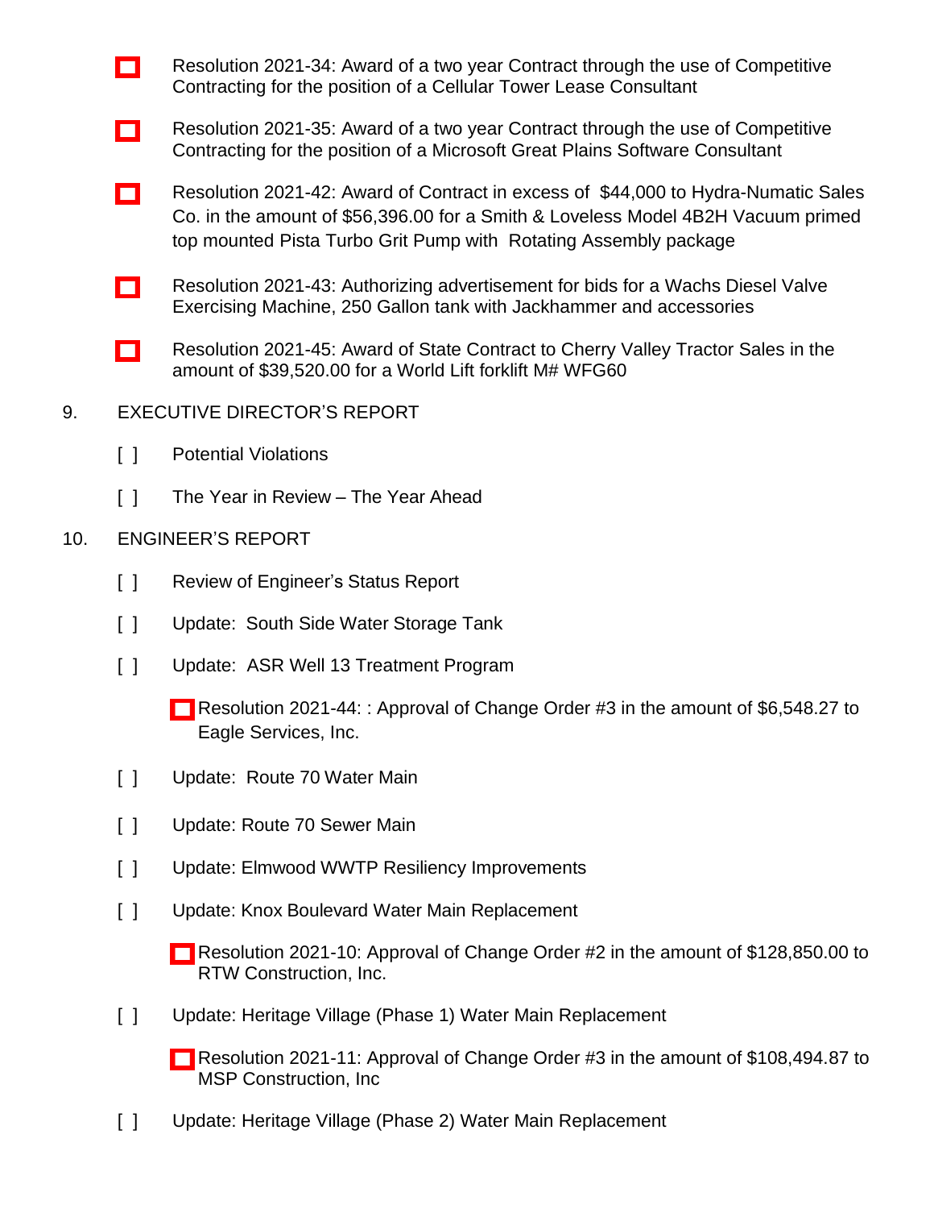- [ ] Resolution 2021-34: Award of a two year Contract through the use of Competitive Contracting for the position of a Cellular Tower Lease Consultant

- [ ] Resolution 2021-35: Award of a two year Contract through the use of Competitive Contracting for the position of a Microsoft Great Plains Software Consultant

- [ ] Resolution 2021-42: Award of Contract in excess of $44,000 to Hydra-Numatic Sales Co. in the amount of $56,396.00 for a Smith & Loveless Model 4B2H Vacuum primed top mounted Pista Turbo Grit Pump with Rotating Assembly package

- [ ] Resolution 2021-43: Authorizing advertisement for bids for a Wachs Diesel Valve Exercising Machine, 250 Gallon tank with Jackhammer and accessories

- [ ] Resolution 2021-45: Award of State Contract to Cherry Valley Tractor Sales in the amount of $39,520.00 for a World Lift forklift M# WFG60

9. EXECUTIVE DIRECTOR'S REPORT

[ ] Potential Violations

[ ] The Year in Review – The Year Ahead

10. ENGINEER'S REPORT

[ ] Review of Engineer's Status Report

[ ] Update: South Side Water Storage Tank

[ ] Update: ASR Well 13 Treatment Program

- [ ] Resolution 2021-44: : Approval of Change Order #3 in the amount of $6,548.27 to Eagle Services, Inc.

[ ] Update: Route 70 Water Main

[ ] Update: Route 70 Sewer Main

[ ] Update: Elmwood WWTP Resiliency Improvements

[ ] Update: Knox Boulevard Water Main Replacement

- [ ] Resolution 2021-10: Approval of Change Order #2 in the amount of $128,850.00 to RTW Construction, Inc.

[ ] Update: Heritage Village (Phase 1) Water Main Replacement

- [ ] Resolution 2021-11: Approval of Change Order #3 in the amount of $108,494.87 to MSP Construction, Inc

[ ] Update: Heritage Village (Phase 2) Water Main Replacement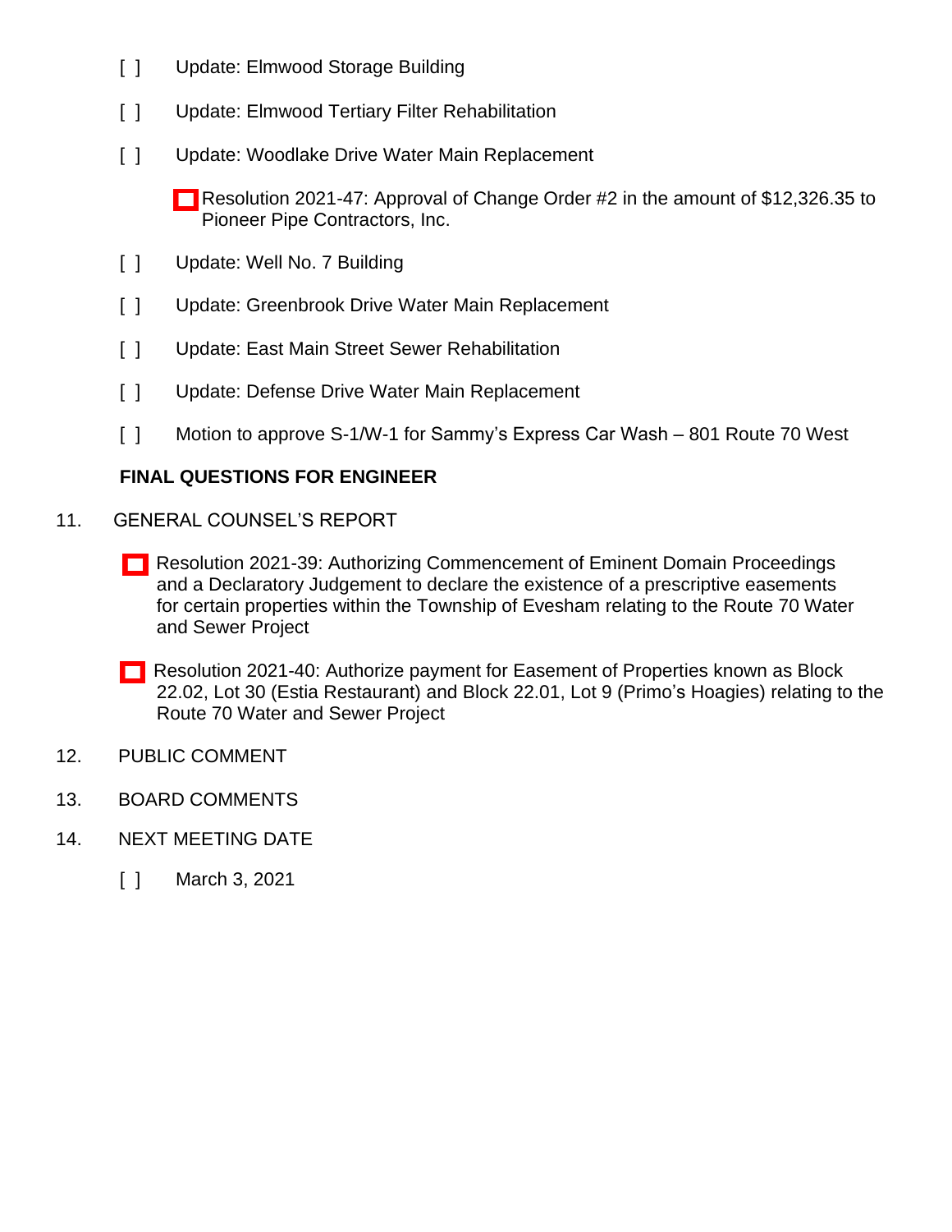- [ ] Update: Elmwood Storage Building
- [ ] Update: Elmwood Tertiary Filter Rehabilitation
- [ ] Update: Woodlake Drive Water Main Replacement
  - [ ] Resolution 2021-47: Approval of Change Order #2 in the amount of $12,326.35 to Pioneer Pipe Contractors, Inc.
- [ ] Update: Well No. 7 Building
- [ ] Update: Greenbrook Drive Water Main Replacement
- [ ] Update: East Main Street Sewer Rehabilitation
- [ ] Update: Defense Drive Water Main Replacement
- [ ] Motion to approve S-1/W-1 for Sammy's Express Car Wash – 801 Route 70 West

**FINAL QUESTIONS FOR ENGINEER**

11. GENERAL COUNSEL'S REPORT

    - [ ] Resolution 2021-39: Authorizing Commencement of Eminent Domain Proceedings and a Declaratory Judgement to declare the existence of a prescriptive easements for certain properties within the Township of Evesham relating to the Route 70 Water and Sewer Project
    - [ ] Resolution 2021-40: Authorize payment for Easement of Properties known as Block 22.02, Lot 30 (Estia Restaurant) and Block 22.01, Lot 9 (Primo's Hoagies) relating to the Route 70 Water and Sewer Project

12. PUBLIC COMMENT

13. BOARD COMMENTS

14. NEXT MEETING DATE

    - [ ] March 3, 2021